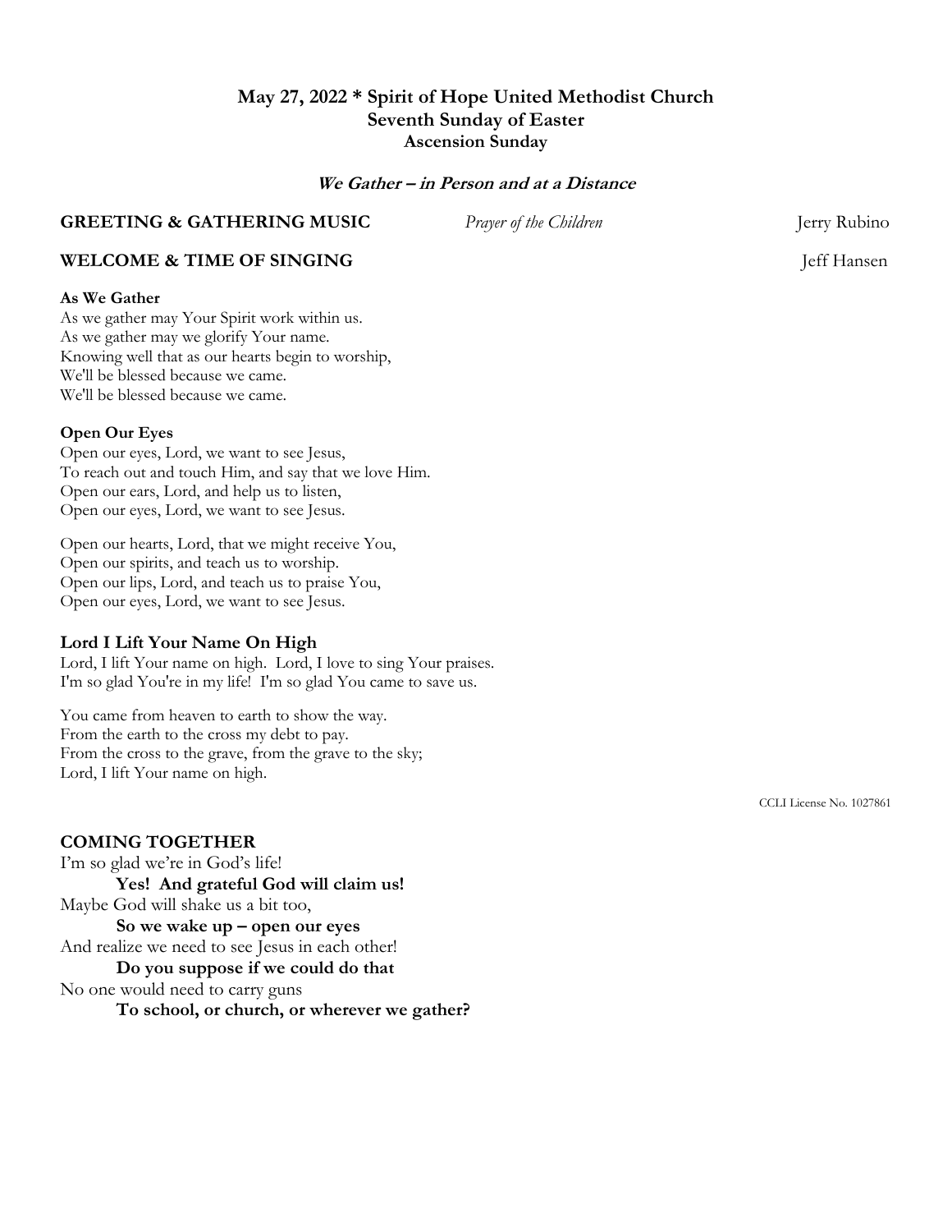**May 27, 2022 * Spirit of Hope United Methodist Church**
**Seventh Sunday of Easter**
**Ascension Sunday**

***We Gather – in Person and at a Distance***

**GREETING & GATHERING MUSIC** *Prayer of the Children* Jerry Rubino

**WELCOME & TIME OF SINGING** Jeff Hansen

**As We Gather**
As we gather may Your Spirit work within us.
As we gather may we glorify Your name.
Knowing well that as our hearts begin to worship,
We'll be blessed because we came.
We'll be blessed because we came.

**Open Our Eyes**
Open our eyes, Lord, we want to see Jesus,
To reach out and touch Him, and say that we love Him.
Open our ears, Lord, and help us to listen,
Open our eyes, Lord, we want to see Jesus.

Open our hearts, Lord, that we might receive You,
Open our spirits, and teach us to worship.
Open our lips, Lord, and teach us to praise You,
Open our eyes, Lord, we want to see Jesus.

**Lord I Lift Your Name On High**
Lord, I lift Your name on high. Lord, I love to sing Your praises.
I'm so glad You're in my life! I'm so glad You came to save us.

You came from heaven to earth to show the way.
From the earth to the cross my debt to pay.
From the cross to the grave, from the grave to the sky;
Lord, I lift Your name on high.

CCLI License No. 1027861

**COMING TOGETHER**
I'm so glad we're in God's life!
**Yes! And grateful God will claim us!**
Maybe God will shake us a bit too,
**So we wake up – open our eyes**
And realize we need to see Jesus in each other!
**Do you suppose if we could do that**
No one would need to carry guns
**To school, or church, or wherever we gather?**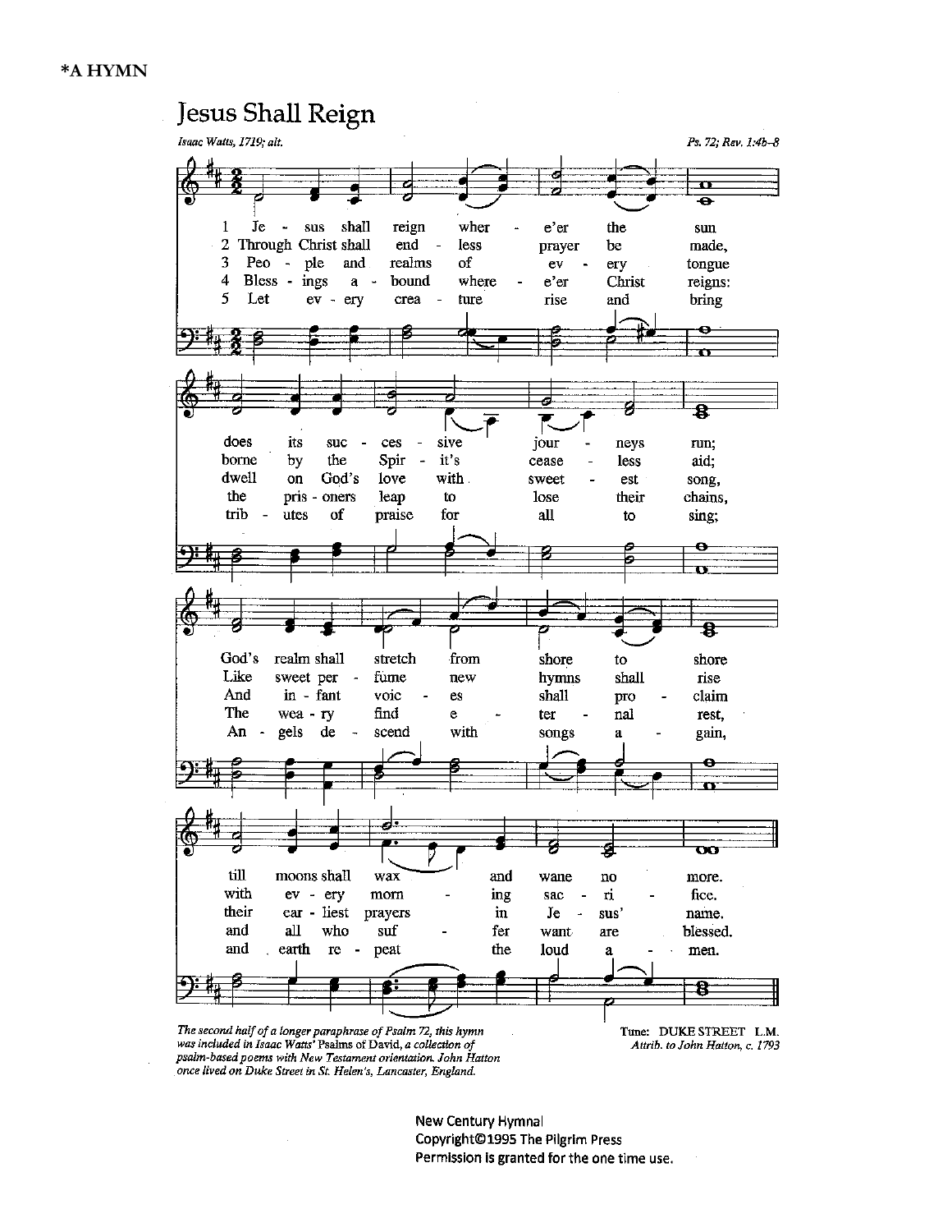**\*A HYMN**

# Jesus Shall Reign

*Isaac Watts, 1719; alt.*

*Ps. 72; Rev. 1:4b–8*

1 Jesus shall reign where'er the sun
does its successive journeys run;
God's realm shall stretch from shore to shore
till moons shall wax and wane no more.

2 Through Christ shall endless prayer be made,
borne by the Spirit's ceaseless aid;
Like sweet perfume new hymns shall rise
with every morning sacrifice.

3 People and realms of every tongue
dwell on God's love with sweetest song,
And infant voices shall proclaim
their earliest prayers in Jesus' name.

4 Blessings abound where'er Christ reigns:
the prisoners leap to lose their chains,
The weary find eternal rest,
and all who suffer want are blessed.

5 Let every creature rise and bring
tributes of praise for all to sing;
Angels descend with songs again,
and earth repeat the loud amen.

*The second half of a longer paraphrase of Psalm 72, this hymn was included in Isaac Watts' Psalms of David, a collection of psalm-based poems with New Testament orientation. John Hatton once lived on Duke Street in St. Helen's, Lancaster, England.*

Tune: DUKE STREET L.M.
*Attrib. to John Hatton, c. 1793*

New Century Hymnal
Copyright©1995 The Pilgrim Press
Permission is granted for the one time use.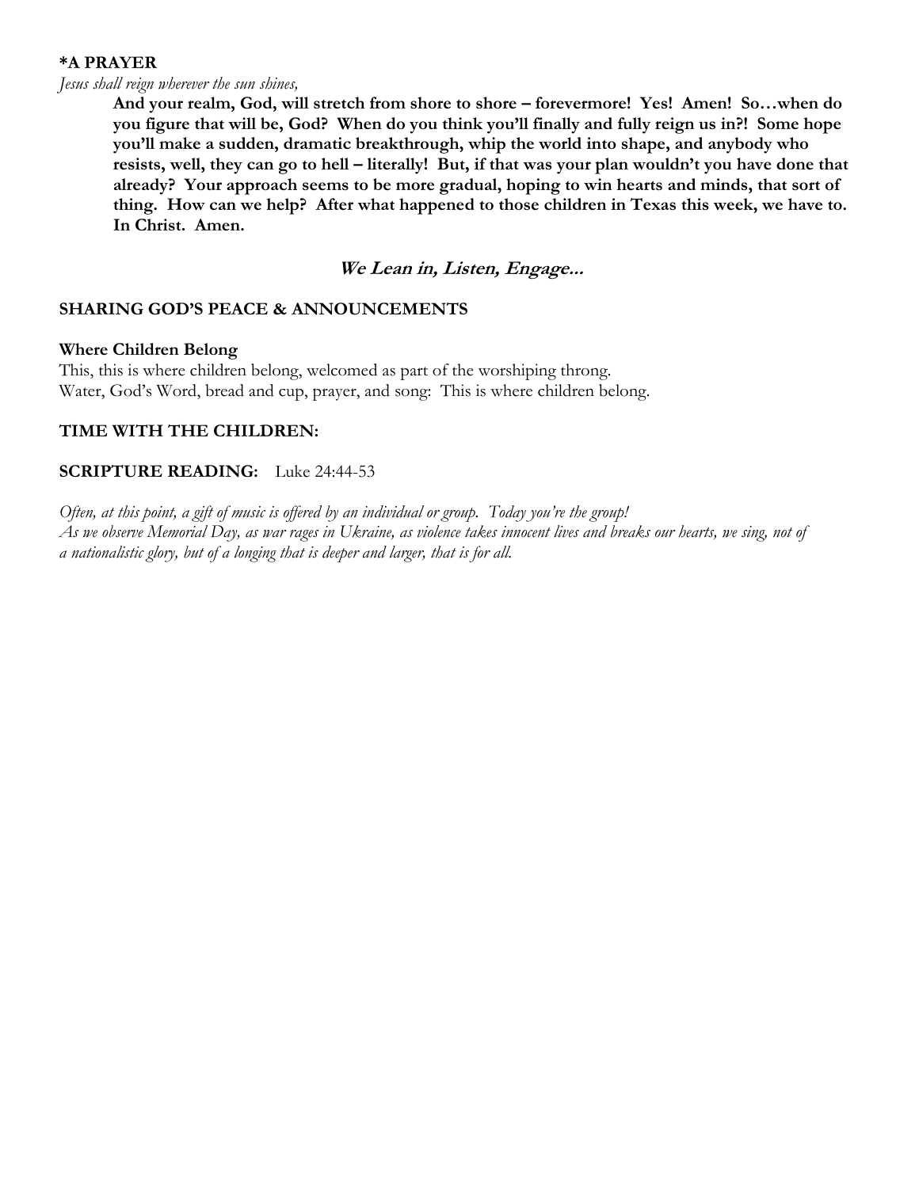**\*A PRAYER**

*Jesus shall reign wherever the sun shines,*

> **And your realm, God, will stretch from shore to shore – forevermore! Yes! Amen! So…when do you figure that will be, God? When do you think you'll finally and fully reign us in?! Some hope you'll make a sudden, dramatic breakthrough, whip the world into shape, and anybody who resists, well, they can go to hell – literally! But, if that was your plan wouldn't you have done that already? Your approach seems to be more gradual, hoping to win hearts and minds, that sort of thing. How can we help? After what happened to those children in Texas this week, we have to. In Christ. Amen.**

## *We Lean in, Listen, Engage...*

**SHARING GOD'S PEACE & ANNOUNCEMENTS**

**Where Children Belong**

This, this is where children belong, welcomed as part of the worshiping throng.
Water, God's Word, bread and cup, prayer, and song: This is where children belong.

**TIME WITH THE CHILDREN:**

**SCRIPTURE READING:** Luke 24:44-53

*Often, at this point, a gift of music is offered by an individual or group. Today you're the group!*
*As we observe Memorial Day, as war rages in Ukraine, as violence takes innocent lives and breaks our hearts, we sing, not of a nationalistic glory, but of a longing that is deeper and larger, that is for all.*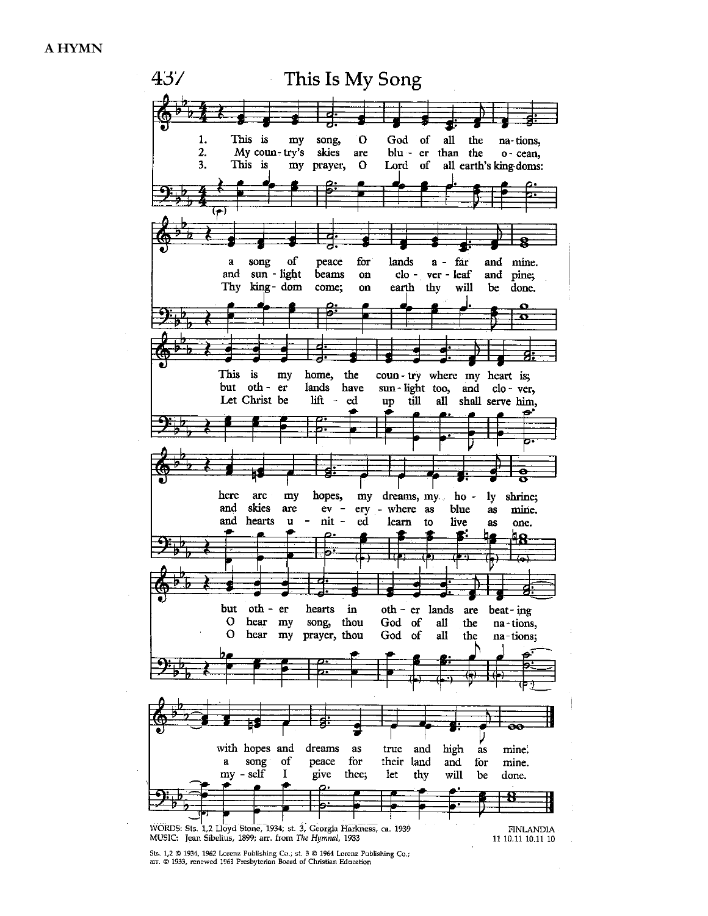A HYMN

# 437 This Is My Song

1. This is my song, O God of all the na-tions,
a song of peace for lands a-far and mine.
This is my home, the coun-try where my heart is;
here are my hopes, my dreams, my ho-ly shrine;
but oth-er hearts in oth-er lands are beat-ing
with hopes and dreams as true and high as mine.

2. My coun-try's skies are blu-er than the o-cean,
and sun-light beams on clo-ver-leaf and pine;
but oth-er lands have sun-light too, and clo-ver,
and skies are ev-ery-where as blue as mine.
O hear my song, thou God of all the na-tions,
a song of peace for their land and for mine.

3. This is my prayer, O Lord of all earth's king-doms:
Thy king-dom come; on earth thy will be done.
Let Christ be lift-ed up till all shall serve him,
and hearts u-nit-ed learn to live as one.
O hear my prayer, thou God of all the na-tions;
my-self I give thee; let thy will be done.

WORDS: Sts. 1,2 Lloyd Stone, 1934; st. 3, Georgia Harkness, ca. 1939
MUSIC: Jean Sibelius, 1899; arr. from *The Hymnal*, 1933

FINLANDIA
11 10.11 10.11 10

Sts. 1,2 © 1934, 1962 Lorenz Publishing Co.; st. 3 © 1964 Lorenz Publishing Co.;
arr. © 1933, renewed 1961 Presbyterian Board of Christian Education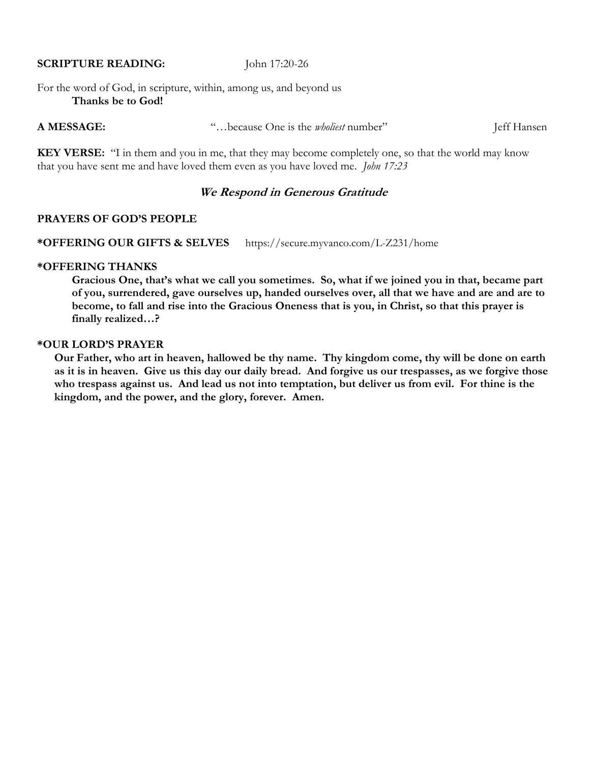**SCRIPTURE READING:** John 17:20-26

For the word of God, in scripture, within, among us, and beyond us

**Thanks be to God!**

**A MESSAGE:** "…because One is the *wholiest* number" Jeff Hansen

**KEY VERSE:** "I in them and you in me, that they may become completely one, so that the world may know that you have sent me and have loved them even as you have loved me. *John 17:23*

## *We Respond in Generous Gratitude*

**PRAYERS OF GOD'S PEOPLE**

**\*OFFERING OUR GIFTS & SELVES** https://secure.myvanco.com/L-Z231/home

**\*OFFERING THANKS**

**Gracious One, that's what we call you sometimes. So, what if we joined you in that, became part of you, surrendered, gave ourselves up, handed ourselves over, all that we have and are and are to become, to fall and rise into the Gracious Oneness that is you, in Christ, so that this prayer is finally realized…?**

**\*OUR LORD'S PRAYER**

**Our Father, who art in heaven, hallowed be thy name. Thy kingdom come, thy will be done on earth as it is in heaven. Give us this day our daily bread. And forgive us our trespasses, as we forgive those who trespass against us. And lead us not into temptation, but deliver us from evil. For thine is the kingdom, and the power, and the glory, forever. Amen.**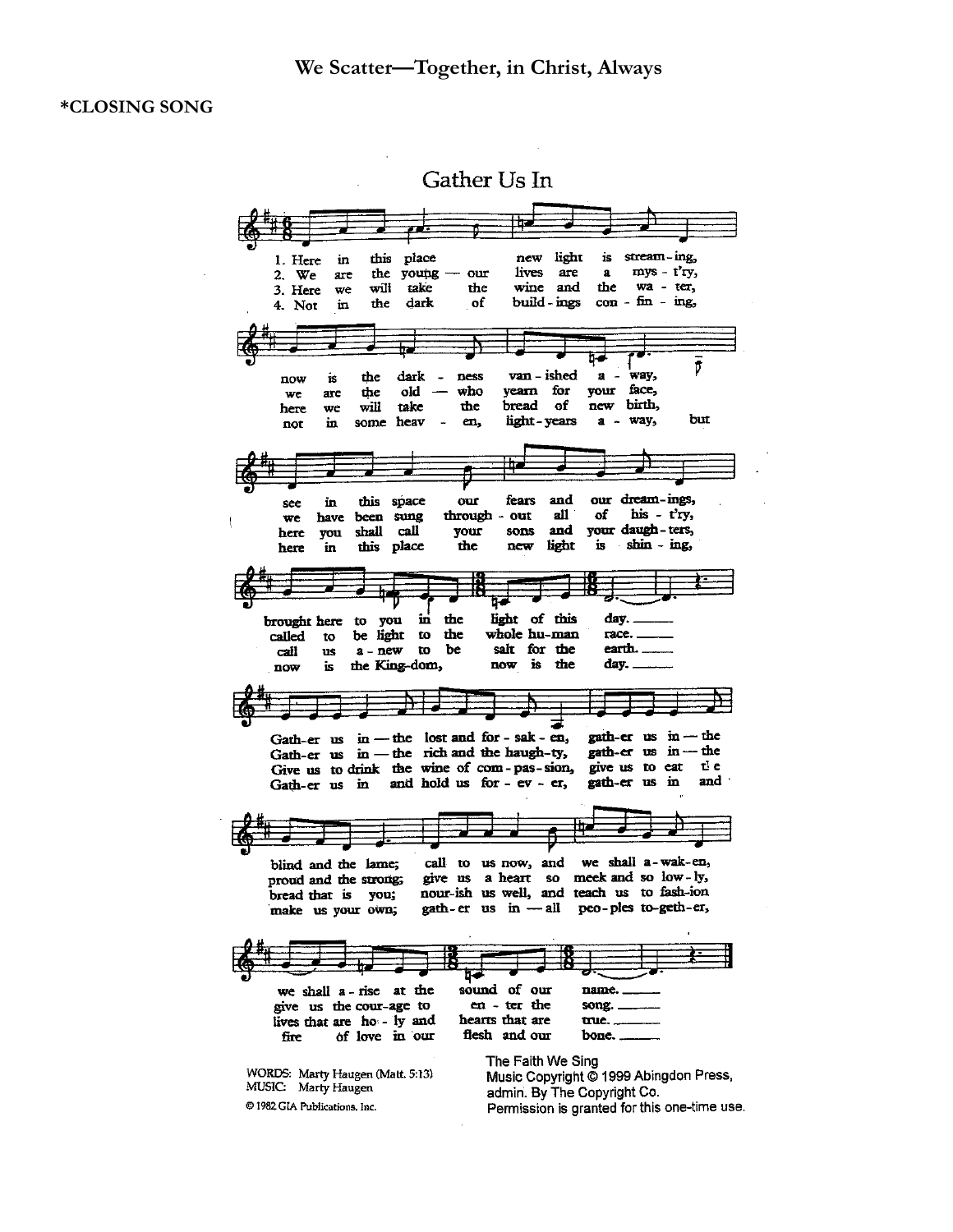We Scatter—Together, in Christ, Always

**\*CLOSING SONG**

## Gather Us In

1. Here in this place new light is stream-ing, now is the dark - ness van - ished a - way, see in this space our fears and our dream-ings, brought here to you in the light of this day.
2. We are the young — our lives are a mys - t'ry, we are the old — who yearn for your face, we have been sung through - out all of his - t'ry, called to be light to the whole hu-man race.
3. Here we will take the wine and the wa - ter, here we will take the bread of new birth, here you shall call your sons and your daugh-ters, call us a - new to be salt for the earth.
4. Not in the dark of build - ings con - fin - ing, not in some heav - en, light - years a - way, but here in this place the new light is shin - ing, now is the King-dom, now is the day.

Gath-er us in — the lost and for - sak - en, gath-er us in — the blind and the lame; call to us now, and we shall a - wak-en, we shall a - rise at the sound of our name.

Gath-er us in — the rich and the haugh-ty, gath-er us in — the proud and the strong; give us a heart so meek and so low - ly, give us the cour-age to en - ter the song.

Give us to drink the wine of com - pas - sion, give us to eat the bread that is you; nour-ish us well, and teach us to fash-ion lives that are ho - ly and hearts that are true.

Gath-er us in and hold us for - ev - er, gath-er us in and make us your own; gath-er us in — all peo-ples to-geth-er, fire of love in our flesh and our bone.

WORDS: Marty Haugen (Matt. 5:13)
MUSIC: Marty Haugen
© 1982 GIA Publications, Inc.

The Faith We Sing
Music Copyright © 1999 Abingdon Press,
admin. By The Copyright Co.
Permission is granted for this one-time use.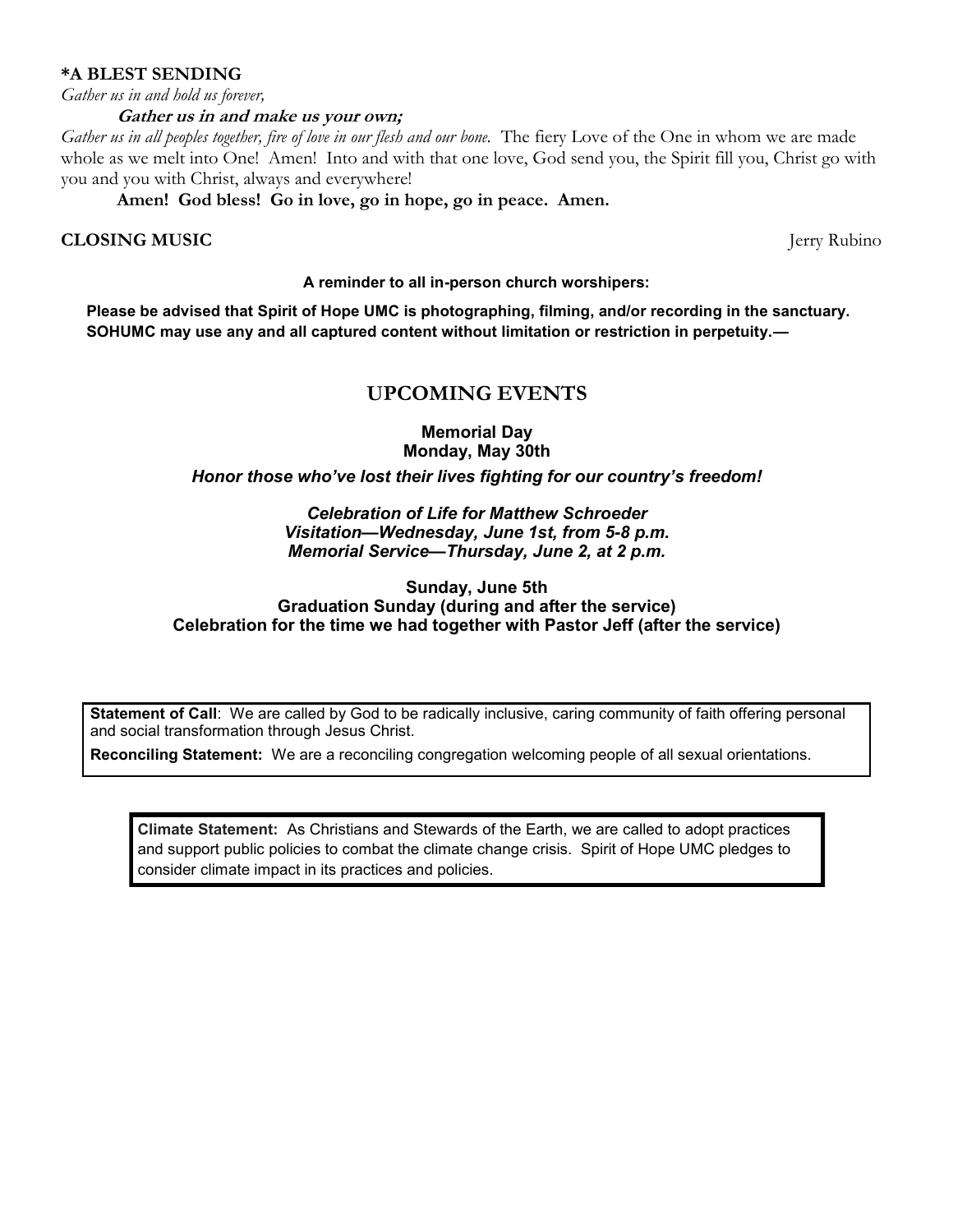**\*A BLEST SENDING**

*Gather us in and hold us forever,*

**_Gather us in and make us your own;_**

*Gather us in all peoples together, fire of love in our flesh and our bone.* The fiery Love of the One in whom we are made whole as we melt into One! Amen! Into and with that one love, God send you, the Spirit fill you, Christ go with you and you with Christ, always and everywhere!

**Amen! God bless! Go in love, go in hope, go in peace. Amen.**

**CLOSING MUSIC** Jerry Rubino

**A reminder to all in-person church worshipers:**

**Please be advised that Spirit of Hope UMC is photographing, filming, and/or recording in the sanctuary. SOHUMC may use any and all captured content without limitation or restriction in perpetuity.—**

## UPCOMING EVENTS

**Memorial Day**
**Monday, May 30th**

***Honor those who've lost their lives fighting for our country's freedom!***

***Celebration of Life for Matthew Schroeder***
***Visitation—Wednesday, June 1st, from 5-8 p.m.***
***Memorial Service—Thursday, June 2, at 2 p.m.***

**Sunday, June 5th**
**Graduation Sunday (during and after the service)**
**Celebration for the time we had together with Pastor Jeff (after the service)**

**Statement of Call**: We are called by God to be radically inclusive, caring community of faith offering personal and social transformation through Jesus Christ.

**Reconciling Statement:** We are a reconciling congregation welcoming people of all sexual orientations.

**Climate Statement:** As Christians and Stewards of the Earth, we are called to adopt practices and support public policies to combat the climate change crisis. Spirit of Hope UMC pledges to consider climate impact in its practices and policies.